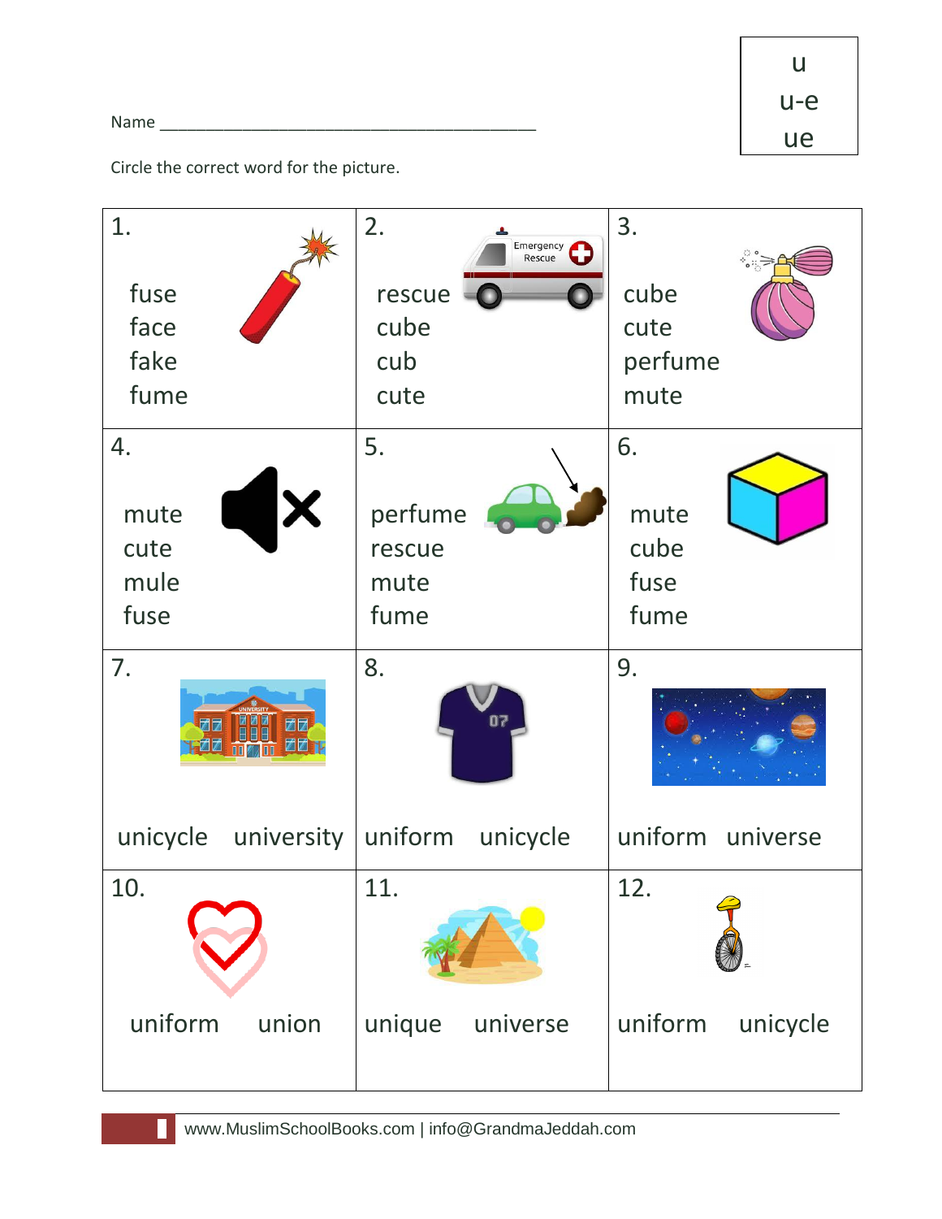Name ________________________________________

| u |
|---|
| u-e |
| ue |

Circle the correct word for the picture.

| 1. | 2. | 3. |
|---|---|---|
| fuse<br>face<br>fake<br>fume | rescue<br>cube<br>cub<br>cute | cube<br>cute<br>perfume<br>mute |
| **4.** | **5.** | **6.** |
| mute<br>cute<br>mule<br>fuse | perfume<br>rescue<br>mute<br>fume | mute<br>cube<br>fuse<br>fume |
| **7.** | **8.** | **9.** |
| unicycle university | uniform unicycle | uniform universe |
| **10.** | **11.** | **12.** |
| uniform union | unique universe | uniform unicycle |

www.MuslimSchoolBooks.com | info@GrandmaJeddah.com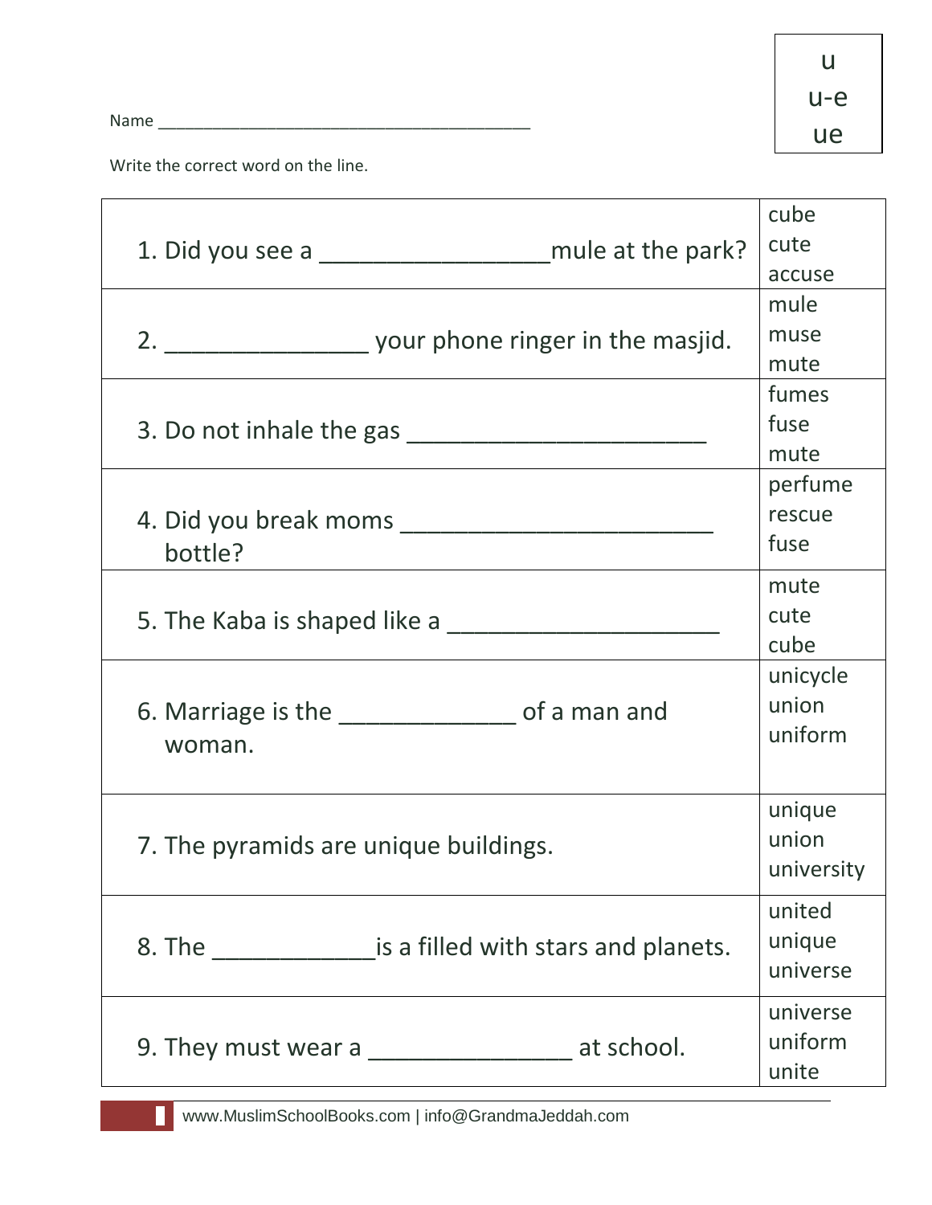| u |
| --- |
| u-e |
| ue |

Name ___________________________________________

Write the correct word on the line.

| Sentence | Choices |
| --- | --- |
| 1. Did you see a _________________mule at the park? | cube<br>cute<br>accuse |
| 2. _______________ your phone ringer in the masjid. | mule<br>muse<br>mute |
| 3. Do not inhale the gas ______________________ | fumes<br>fuse<br>mute |
| 4. Did you break moms _______________________ bottle? | perfume<br>rescue<br>fuse |
| 5. The Kaba is shaped like a ____________________ | mute<br>cute<br>cube |
| 6. Marriage is the _____________ of a man and woman. | unicycle<br>union<br>uniform |
| 7. The pyramids are unique buildings. | unique<br>union<br>university |
| 8. The ____________is a filled with stars and planets. | united<br>unique<br>universe |
| 9. They must wear a _______________ at school. | universe<br>uniform<br>unite |

www.MuslimSchoolBooks.com | info@GrandmaJeddah.com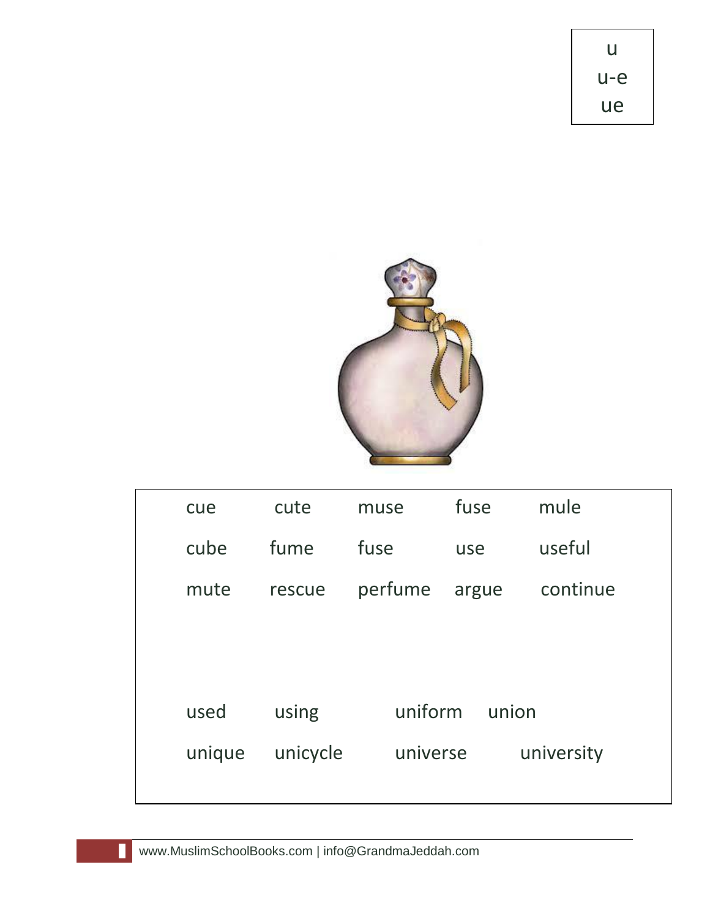u
u-e
ue

| | | | | |
|---|---|---|---|---|
| cue | cute | muse | fuse | mule |
| cube | fume | fuse | use | useful |
| mute | rescue | perfume | argue | continue |

| | | | |
|---|---|---|---|
| used | using | uniform | union |
| unique | unicycle | universe | university |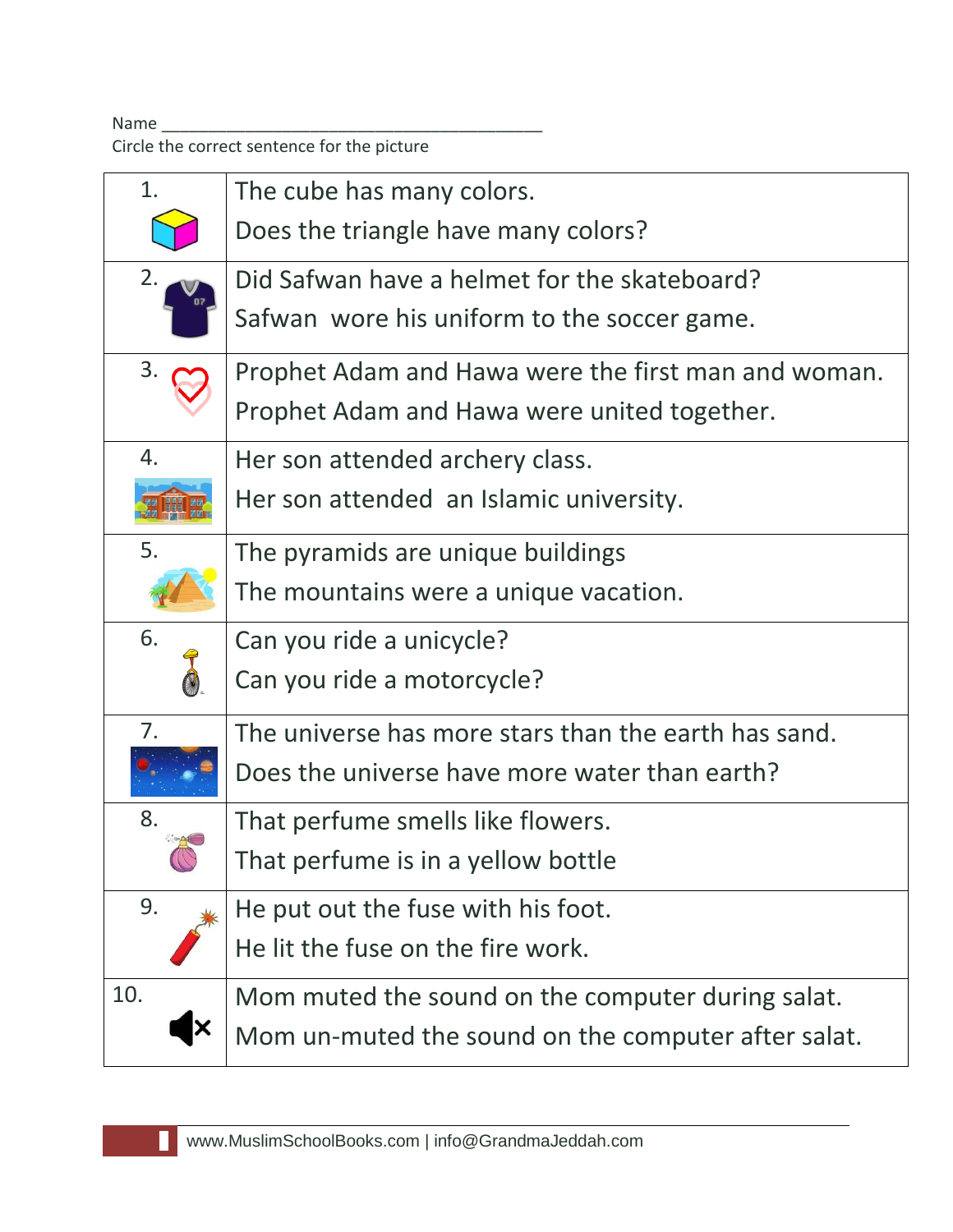Name ___________________________________________

Circle the correct sentence for the picture

| | |
|---|---|
| 1. | The cube has many colors.<br>Does the triangle have many colors? |
| 2. | Did Safwan have a helmet for the skateboard?<br>Safwan  wore his uniform to the soccer game. |
| 3. | Prophet Adam and Hawa were the first man and woman.<br>Prophet Adam and Hawa were united together. |
| 4. | Her son attended archery class.<br>Her son attended  an Islamic university. |
| 5. | The pyramids are unique buildings<br>The mountains were a unique vacation. |
| 6. | Can you ride a unicycle?<br>Can you ride a motorcycle? |
| 7. | The universe has more stars than the earth has sand.<br>Does the universe have more water than earth? |
| 8. | That perfume smells like flowers.<br>That perfume is in a yellow bottle |
| 9. | He put out the fuse with his foot.<br>He lit the fuse on the fire work. |
| 10. | Mom muted the sound on the computer during salat.<br>Mom un-muted the sound on the computer after salat. |

www.MuslimSchoolBooks.com | info@GrandmaJeddah.com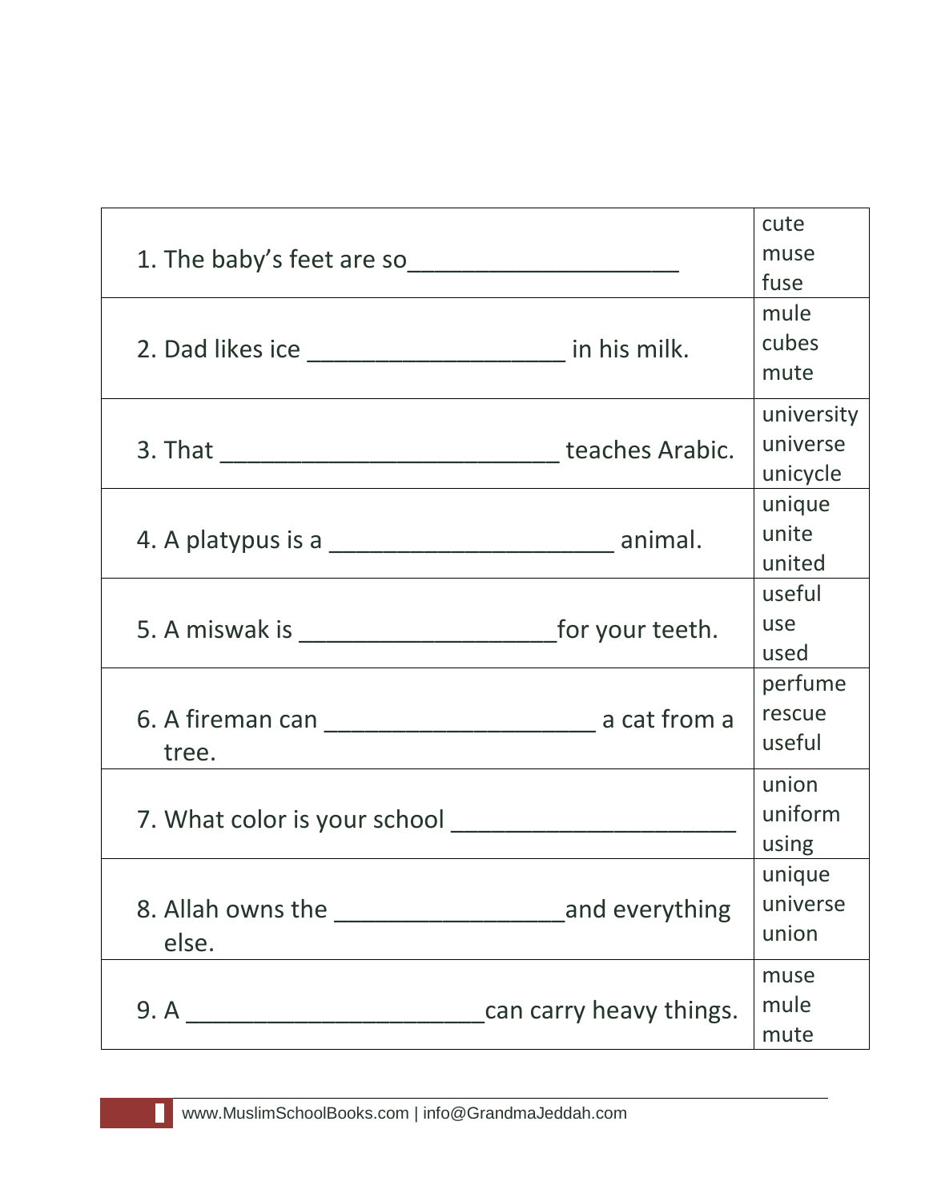| | |
|---|---|
| 1. The baby's feet are so____________________ | cute<br>muse<br>fuse |
| 2. Dad likes ice ___________________ in his milk. | mule<br>cubes<br>mute |
| 3. That _________________________ teaches Arabic. | university<br>universe<br>unicycle |
| 4. A platypus is a _____________________ animal. | unique<br>unite<br>united |
| 5. A miswak is ___________________for your teeth. | useful<br>use<br>used |
| 6. A fireman can ____________________ a cat from a tree. | perfume<br>rescue<br>useful |
| 7. What color is your school _____________________ | union<br>uniform<br>using |
| 8. Allah owns the _________________and everything else. | unique<br>universe<br>union |
| 9. A ______________________can carry heavy things. | muse<br>mule<br>mute |

www.MuslimSchoolBooks.com | info@GrandmaJeddah.com